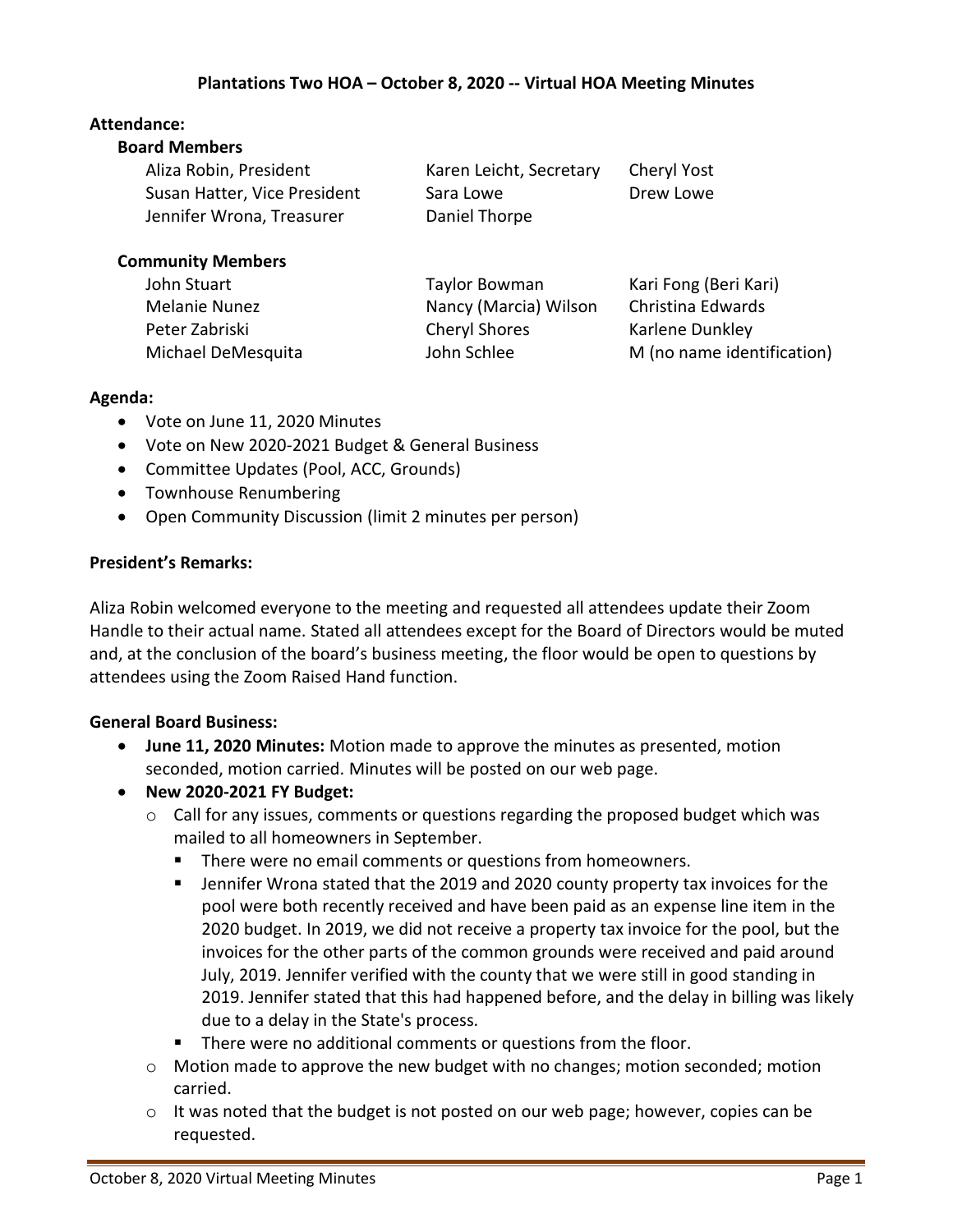**Plantations Two HOA – October 8, 2020 -- Virtual HOA Meeting Minutes**

**Attendance:**

**Board Members**

Aliza Robin, President
Susan Hatter, Vice President
Jennifer Wrona, Treasurer
Karen Leicht, Secretary
Sara Lowe
Daniel Thorpe
Cheryl Yost
Drew Lowe

**Community Members**

John Stuart
Melanie Nunez
Peter Zabriski
Michael DeMesquita
Taylor Bowman
Nancy (Marcia) Wilson
Cheryl Shores
John Schlee
Kari Fong (Beri Kari)
Christina Edwards
Karlene Dunkley
M (no name identification)

**Agenda:**

- Vote on June 11, 2020 Minutes
- Vote on New 2020-2021 Budget & General Business
- Committee Updates (Pool, ACC, Grounds)
- Townhouse Renumbering
- Open Community Discussion (limit 2 minutes per person)

**President's Remarks:**

Aliza Robin welcomed everyone to the meeting and requested all attendees update their Zoom Handle to their actual name. Stated all attendees except for the Board of Directors would be muted and, at the conclusion of the board's business meeting, the floor would be open to questions by attendees using the Zoom Raised Hand function.

**General Board Business:**

- **June 11, 2020 Minutes:** Motion made to approve the minutes as presented, motion seconded, motion carried. Minutes will be posted on our web page.
- **New 2020-2021 FY Budget:**
  - Call for any issues, comments or questions regarding the proposed budget which was mailed to all homeowners in September.
    - There were no email comments or questions from homeowners.
    - Jennifer Wrona stated that the 2019 and 2020 county property tax invoices for the pool were both recently received and have been paid as an expense line item in the 2020 budget. In 2019, we did not receive a property tax invoice for the pool, but the invoices for the other parts of the common grounds were received and paid around July, 2019. Jennifer verified with the county that we were still in good standing in 2019. Jennifer stated that this had happened before, and the delay in billing was likely due to a delay in the State's process.
    - There were no additional comments or questions from the floor.
  - Motion made to approve the new budget with no changes; motion seconded; motion carried.
  - It was noted that the budget is not posted on our web page; however, copies can be requested.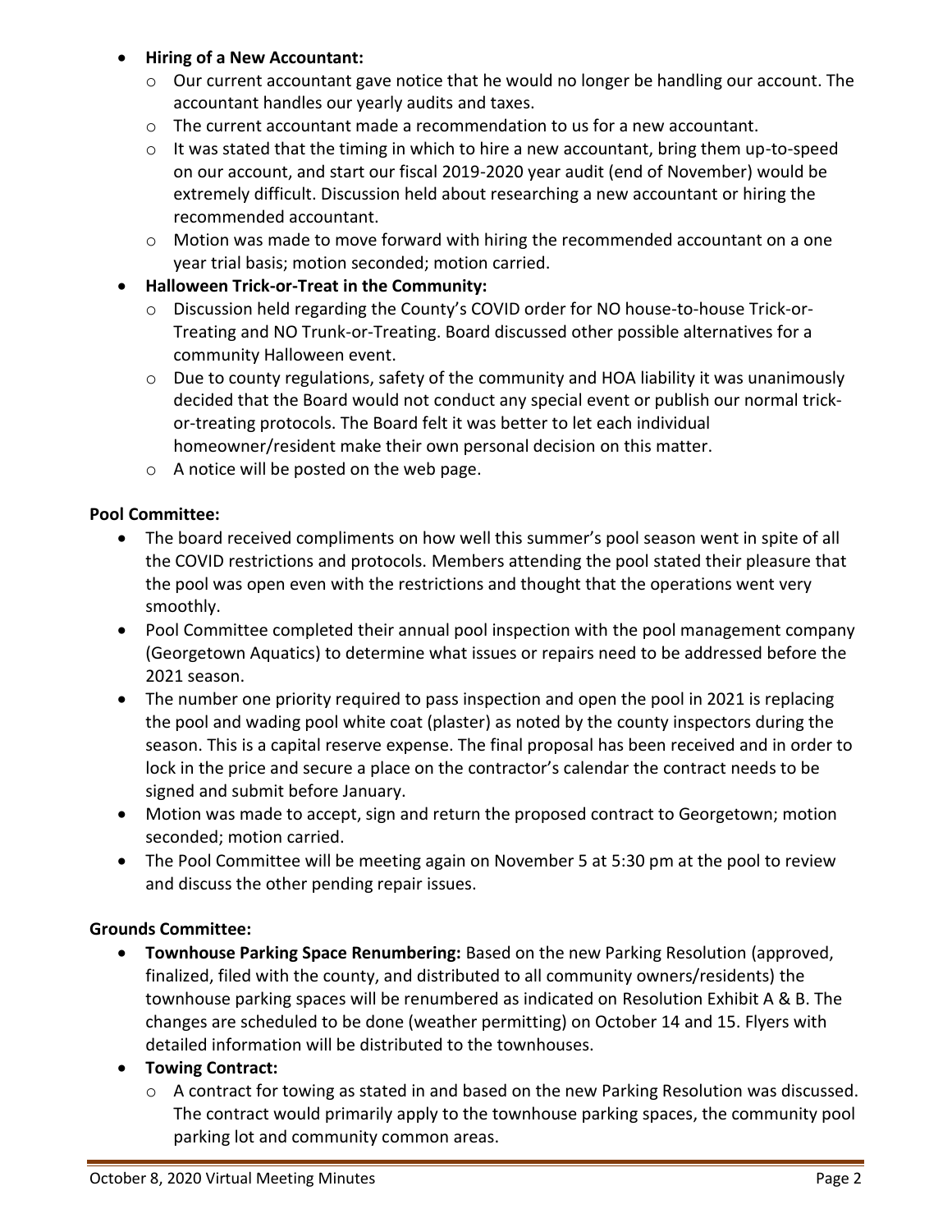- **Hiring of a New Accountant:**
  - Our current accountant gave notice that he would no longer be handling our account. The accountant handles our yearly audits and taxes.
  - The current accountant made a recommendation to us for a new accountant.
  - It was stated that the timing in which to hire a new accountant, bring them up-to-speed on our account, and start our fiscal 2019-2020 year audit (end of November) would be extremely difficult. Discussion held about researching a new accountant or hiring the recommended accountant.
  - Motion was made to move forward with hiring the recommended accountant on a one year trial basis; motion seconded; motion carried.
- **Halloween Trick-or-Treat in the Community:**
  - Discussion held regarding the County's COVID order for NO house-to-house Trick-or-Treating and NO Trunk-or-Treating. Board discussed other possible alternatives for a community Halloween event.
  - Due to county regulations, safety of the community and HOA liability it was unanimously decided that the Board would not conduct any special event or publish our normal trick-or-treating protocols. The Board felt it was better to let each individual homeowner/resident make their own personal decision on this matter.
  - A notice will be posted on the web page.

**Pool Committee:**

- The board received compliments on how well this summer's pool season went in spite of all the COVID restrictions and protocols. Members attending the pool stated their pleasure that the pool was open even with the restrictions and thought that the operations went very smoothly.
- Pool Committee completed their annual pool inspection with the pool management company (Georgetown Aquatics) to determine what issues or repairs need to be addressed before the 2021 season.
- The number one priority required to pass inspection and open the pool in 2021 is replacing the pool and wading pool white coat (plaster) as noted by the county inspectors during the season. This is a capital reserve expense. The final proposal has been received and in order to lock in the price and secure a place on the contractor's calendar the contract needs to be signed and submit before January.
- Motion was made to accept, sign and return the proposed contract to Georgetown; motion seconded; motion carried.
- The Pool Committee will be meeting again on November 5 at 5:30 pm at the pool to review and discuss the other pending repair issues.

**Grounds Committee:**

- **Townhouse Parking Space Renumbering:** Based on the new Parking Resolution (approved, finalized, filed with the county, and distributed to all community owners/residents) the townhouse parking spaces will be renumbered as indicated on Resolution Exhibit A & B. The changes are scheduled to be done (weather permitting) on October 14 and 15. Flyers with detailed information will be distributed to the townhouses.
- **Towing Contract:**
  - A contract for towing as stated in and based on the new Parking Resolution was discussed. The contract would primarily apply to the townhouse parking spaces, the community pool parking lot and community common areas.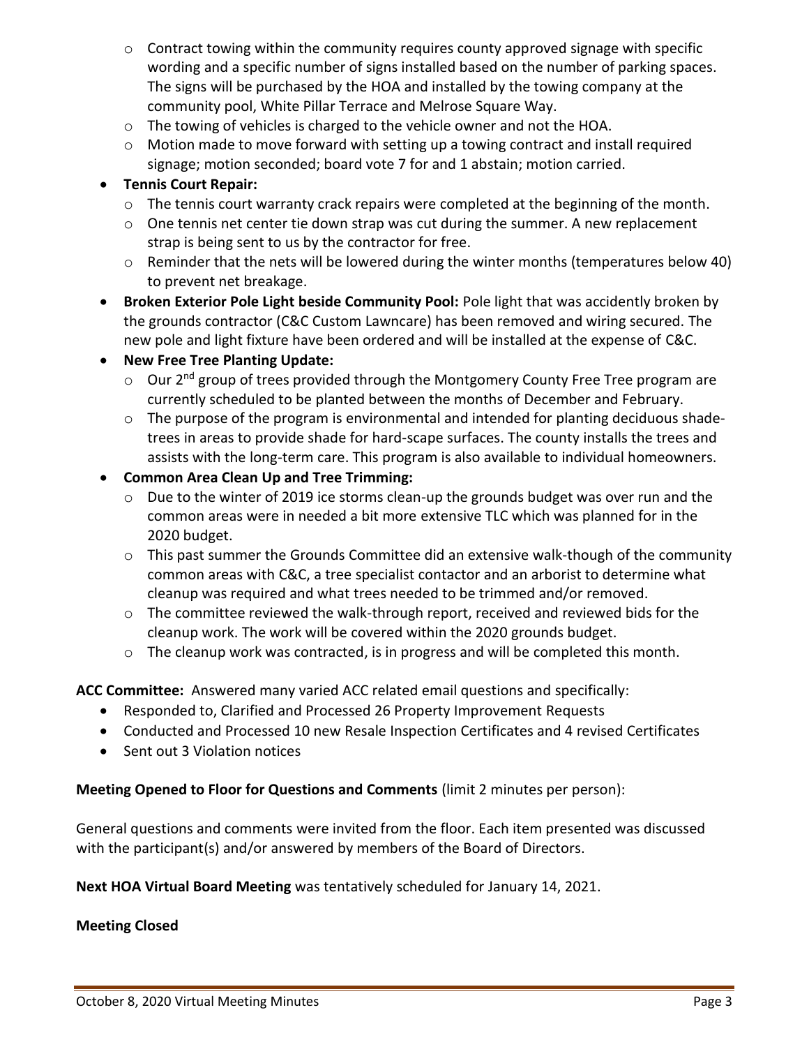- Contract towing within the community requires county approved signage with specific wording and a specific number of signs installed based on the number of parking spaces. The signs will be purchased by the HOA and installed by the towing company at the community pool, White Pillar Terrace and Melrose Square Way.
  - The towing of vehicles is charged to the vehicle owner and not the HOA.
  - Motion made to move forward with setting up a towing contract and install required signage; motion seconded; board vote 7 for and 1 abstain; motion carried.
- **Tennis Court Repair:**
  - The tennis court warranty crack repairs were completed at the beginning of the month.
  - One tennis net center tie down strap was cut during the summer. A new replacement strap is being sent to us by the contractor for free.
  - Reminder that the nets will be lowered during the winter months (temperatures below 40) to prevent net breakage.
- **Broken Exterior Pole Light beside Community Pool:** Pole light that was accidently broken by the grounds contractor (C&C Custom Lawncare) has been removed and wiring secured. The new pole and light fixture have been ordered and will be installed at the expense of C&C.
- **New Free Tree Planting Update:**
  - Our 2nd group of trees provided through the Montgomery County Free Tree program are currently scheduled to be planted between the months of December and February.
  - The purpose of the program is environmental and intended for planting deciduous shade-trees in areas to provide shade for hard-scape surfaces. The county installs the trees and assists with the long-term care. This program is also available to individual homeowners.
- **Common Area Clean Up and Tree Trimming:**
  - Due to the winter of 2019 ice storms clean-up the grounds budget was over run and the common areas were in needed a bit more extensive TLC which was planned for in the 2020 budget.
  - This past summer the Grounds Committee did an extensive walk-though of the community common areas with C&C, a tree specialist contactor and an arborist to determine what cleanup was required and what trees needed to be trimmed and/or removed.
  - The committee reviewed the walk-through report, received and reviewed bids for the cleanup work. The work will be covered within the 2020 grounds budget.
  - The cleanup work was contracted, is in progress and will be completed this month.

**ACC Committee:** Answered many varied ACC related email questions and specifically:

- Responded to, Clarified and Processed 26 Property Improvement Requests
- Conducted and Processed 10 new Resale Inspection Certificates and 4 revised Certificates
- Sent out 3 Violation notices

**Meeting Opened to Floor for Questions and Comments** (limit 2 minutes per person):

General questions and comments were invited from the floor. Each item presented was discussed with the participant(s) and/or answered by members of the Board of Directors.

**Next HOA Virtual Board Meeting** was tentatively scheduled for January 14, 2021.

**Meeting Closed**